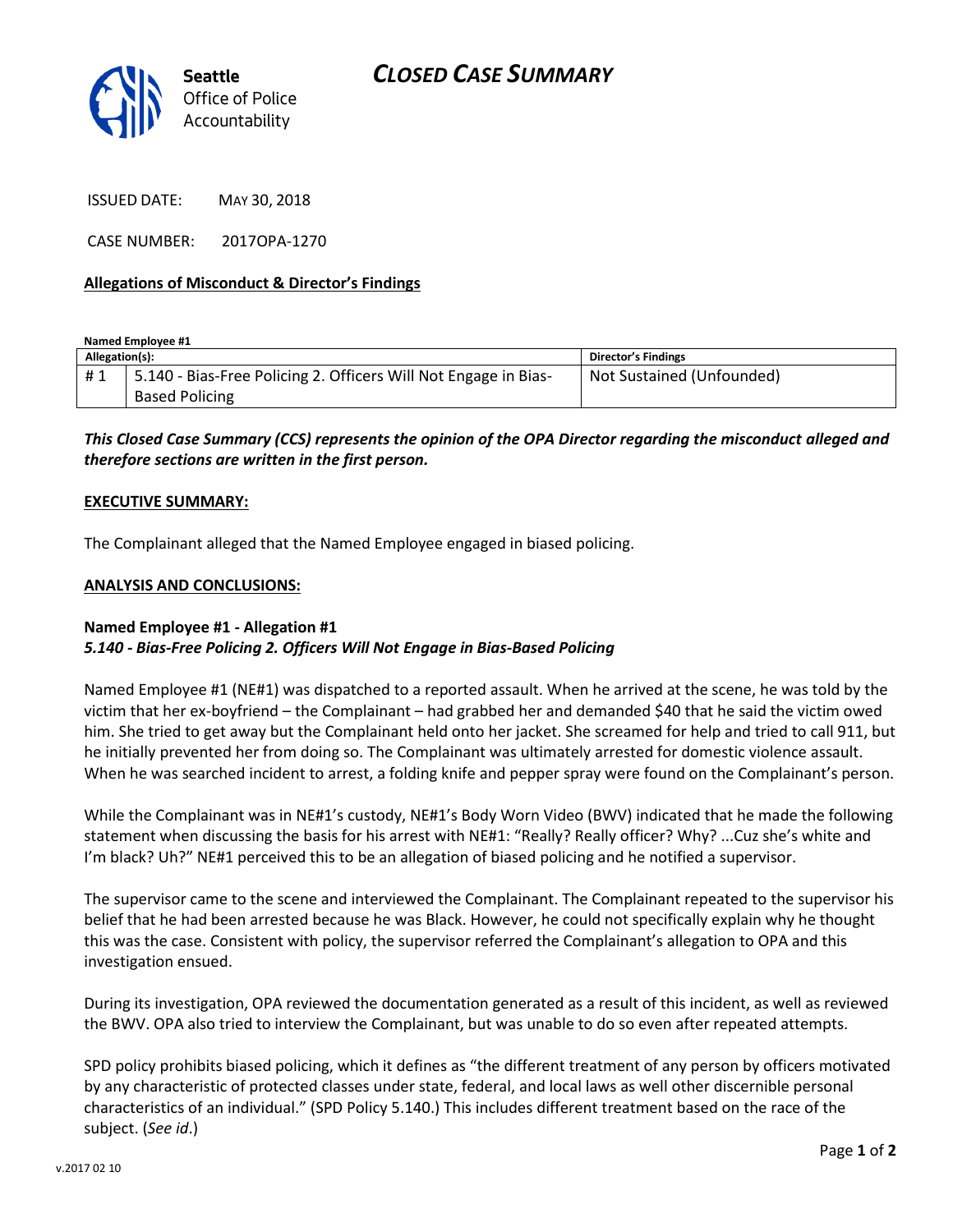# CLOSED CASE SUMMARY

Seattle Office of Police Accountability

ISSUED DATE: MAY 30, 2018

CASE NUMBER: 2017OPA-1270

**Allegations of Misconduct & Director's Findings**

**Named Employee #1**

| Allegation(s): | | Director's Findings |
|---|---|---|
| # 1 | 5.140 - Bias-Free Policing 2. Officers Will Not Engage in Bias-Based Policing | Not Sustained (Unfounded) |

***This Closed Case Summary (CCS) represents the opinion of the OPA Director regarding the misconduct alleged and therefore sections are written in the first person.***

**EXECUTIVE SUMMARY:**

The Complainant alleged that the Named Employee engaged in biased policing.

**ANALYSIS AND CONCLUSIONS:**

**Named Employee #1 - Allegation #1**
***5.140 - Bias-Free Policing 2. Officers Will Not Engage in Bias-Based Policing***

Named Employee #1 (NE#1) was dispatched to a reported assault. When he arrived at the scene, he was told by the victim that her ex-boyfriend – the Complainant – had grabbed her and demanded $40 that he said the victim owed him. She tried to get away but the Complainant held onto her jacket. She screamed for help and tried to call 911, but he initially prevented her from doing so. The Complainant was ultimately arrested for domestic violence assault. When he was searched incident to arrest, a folding knife and pepper spray were found on the Complainant's person.

While the Complainant was in NE#1's custody, NE#1's Body Worn Video (BWV) indicated that he made the following statement when discussing the basis for his arrest with NE#1: "Really? Really officer? Why? ...Cuz she's white and I'm black? Uh?" NE#1 perceived this to be an allegation of biased policing and he notified a supervisor.

The supervisor came to the scene and interviewed the Complainant. The Complainant repeated to the supervisor his belief that he had been arrested because he was Black. However, he could not specifically explain why he thought this was the case. Consistent with policy, the supervisor referred the Complainant's allegation to OPA and this investigation ensued.

During its investigation, OPA reviewed the documentation generated as a result of this incident, as well as reviewed the BWV. OPA also tried to interview the Complainant, but was unable to do so even after repeated attempts.

SPD policy prohibits biased policing, which it defines as "the different treatment of any person by officers motivated by any characteristic of protected classes under state, federal, and local laws as well other discernible personal characteristics of an individual." (SPD Policy 5.140.) This includes different treatment based on the race of the subject. (*See id*.)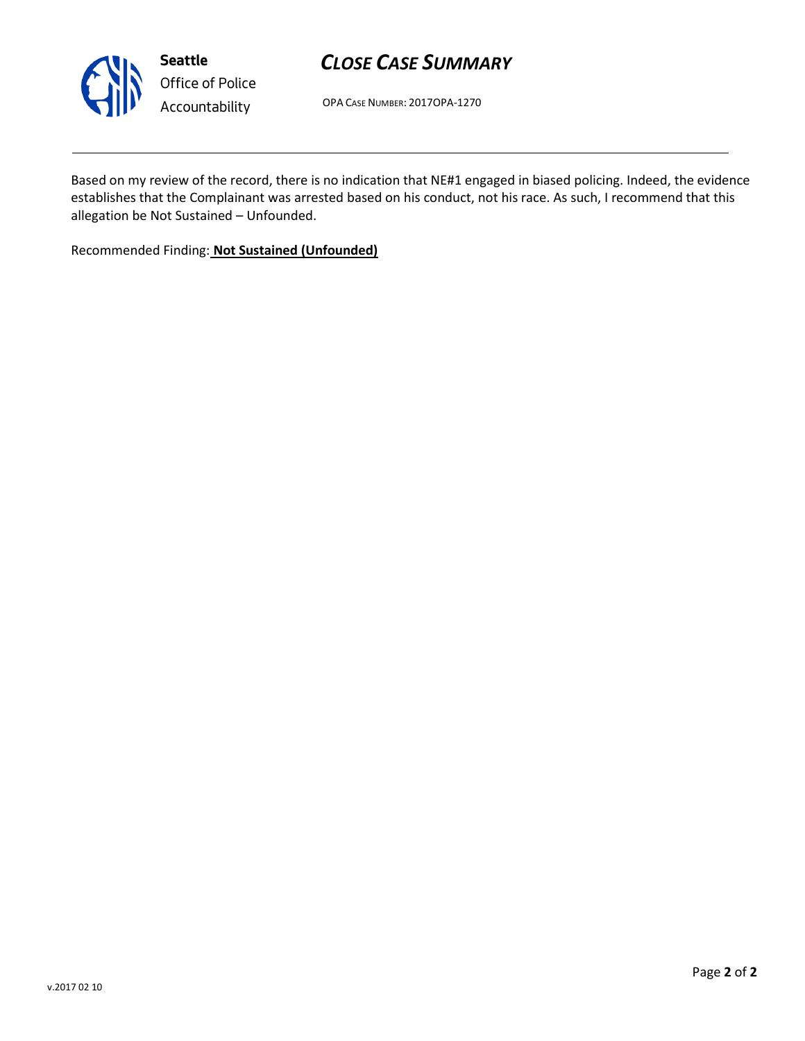Based on my review of the record, there is no indication that NE#1 engaged in biased policing. Indeed, the evidence establishes that the Complainant was arrested based on his conduct, not his race. As such, I recommend that this allegation be Not Sustained – Unfounded.

Recommended Finding: **Not Sustained (Unfounded)**